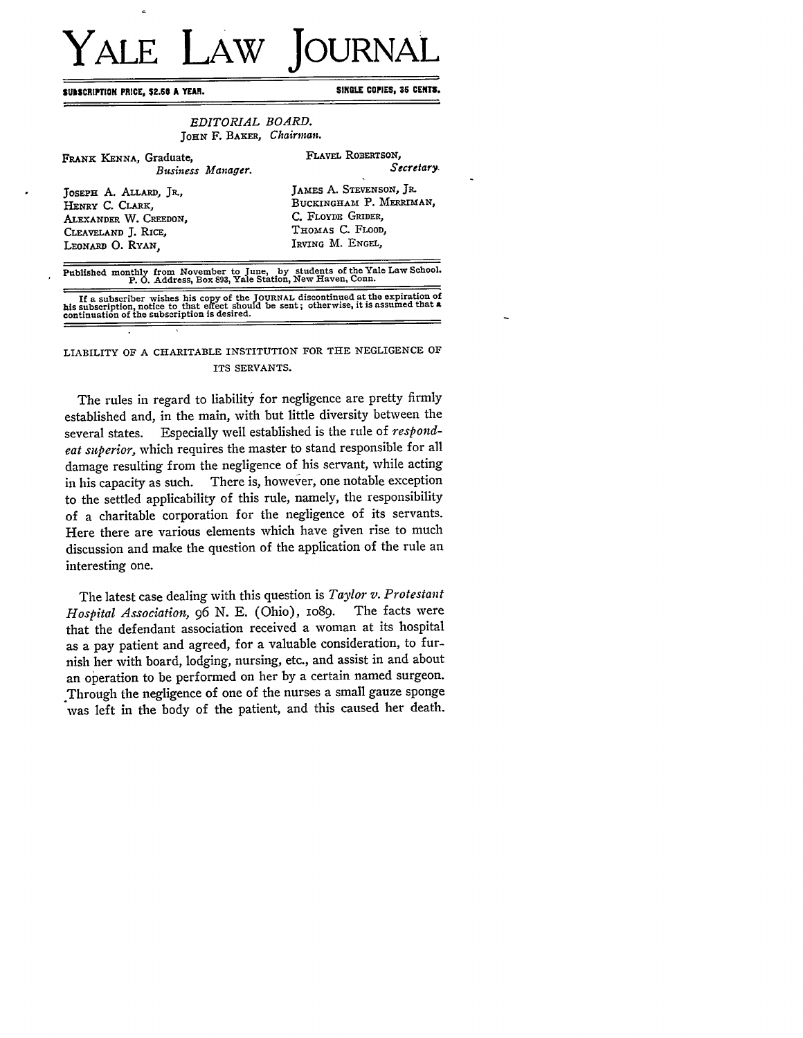# YALE LAW JOURNAL

SUBSCRIPTION PRICE, $2.50 A YEAR. SINGLE COPIES, 35 CENTS.

*EDITORIAL BOARD.*

JOHN F. BAKER, *Chairman.*

FRANK KENNA, Graduate, *Business Manager.*

FLAVEL ROBERTSON, *Secretary.*

JOSEPH A. ALLARD, JR.,
HENRY C. CLARK,
ALEXANDER W. CREEDON,
CLEAVELAND J. RICE,
LEONARD O. RYAN,

JAMES A. STEVENSON, JR.
BUCKINGHAM P. MERRIMAN,
C. FLOYDE GRIDER,
THOMAS C. FLOOD,
IRVING M. ENGEL,

Published monthly from November to June, by students of the Yale Law School. P. O. Address, Box 893, Yale Station, New Haven, Conn.

If a subscriber wishes his copy of the JOURNAL discontinued at the expiration of his subscription, notice to that effect should be sent; otherwise, it is assumed that a continuation of the subscription is desired.

## LIABILITY OF A CHARITABLE INSTITUTION FOR THE NEGLIGENCE OF ITS SERVANTS.

The rules in regard to liability for negligence are pretty firmly established and, in the main, with but little diversity between the several states. Especially well established is the rule of *respondeat superior,* which requires the master to stand responsible for all damage resulting from the negligence of his servant, while acting in his capacity as such. There is, however, one notable exception to the settled applicability of this rule, namely, the responsibility of a charitable corporation for the negligence of its servants. Here there are various elements which have given rise to much discussion and make the question of the application of the rule an interesting one.

The latest case dealing with this question is *Taylor v. Protestant Hospital Association,* 96 N. E. (Ohio), 1089. The facts were that the defendant association received a woman at its hospital as a pay patient and agreed, for a valuable consideration, to furnish her with board, lodging, nursing, etc., and assist in and about an operation to be performed on her by a certain named surgeon. Through the negligence of one of the nurses a small gauze sponge was left in the body of the patient, and this caused her death.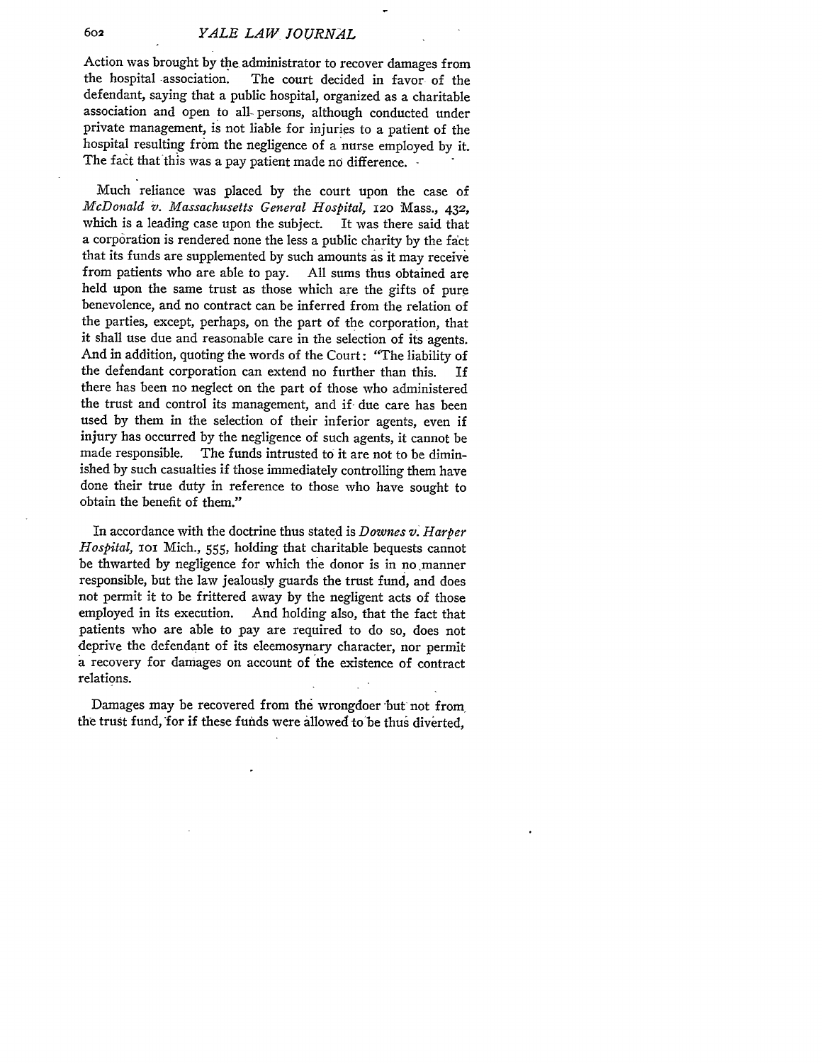Action was brought by the administrator to recover damages from the hospital association. The court decided in favor of the defendant, saying that a public hospital, organized as a charitable association and open to all persons, although conducted under private management, is not liable for injuries to a patient of the hospital resulting from the negligence of a nurse employed by it. The fact that this was a pay patient made no difference.

Much reliance was placed by the court upon the case of *McDonald v. Massachusetts General Hospital,* 120 Mass., 432, which is a leading case upon the subject. It was there said that a corporation is rendered none the less a public charity by the fact that its funds are supplemented by such amounts as it may receive from patients who are able to pay. All sums thus obtained are held upon the same trust as those which are the gifts of pure benevolence, and no contract can be inferred from the relation of the parties, except, perhaps, on the part of the corporation, that it shall use due and reasonable care in the selection of its agents. And in addition, quoting the words of the Court: "The liability of the defendant corporation can extend no further than this. If there has been no neglect on the part of those who administered the trust and control its management, and if due care has been used by them in the selection of their inferior agents, even if injury has occurred by the negligence of such agents, it cannot be made responsible. The funds intrusted to it are not to be diminished by such casualties if those immediately controlling them have done their true duty in reference to those who have sought to obtain the benefit of them."

In accordance with the doctrine thus stated is *Downes v. Harper Hospital,* 101 Mich., 555, holding that charitable bequests cannot be thwarted by negligence for which the donor is in no manner responsible, but the law jealously guards the trust fund, and does not permit it to be frittered away by the negligent acts of those employed in its execution. And holding also, that the fact that patients who are able to pay are required to do so, does not deprive the defendant of its eleemosynary character, nor permit a recovery for damages on account of the existence of contract relations.

Damages may be recovered from the wrongdoer but not from the trust fund, for if these funds were allowed to be thus diverted,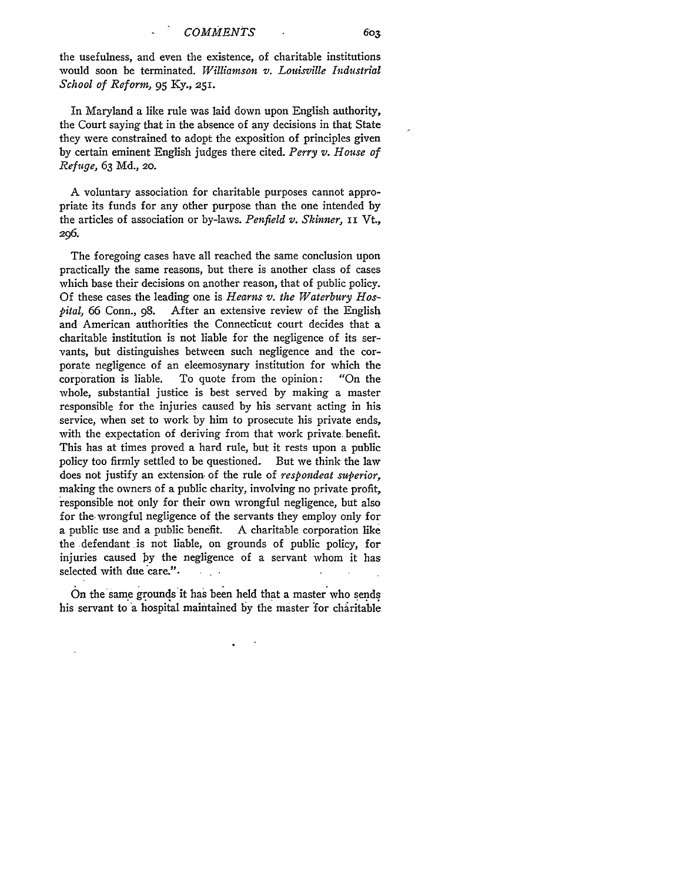the usefulness, and even the existence, of charitable institutions would soon be terminated. *Williamson v. Louisville Industrial School of Reform,* 95 Ky., 251.

In Maryland a like rule was laid down upon English authority, the Court saying that in the absence of any decisions in that State they were constrained to adopt the exposition of principles given by certain eminent English judges there cited. *Perry v. House of Refuge,* 63 Md., 20.

A voluntary association for charitable purposes cannot appropriate its funds for any other purpose than the one intended by the articles of association or by-laws. *Penfield v. Skinner,* 11 Vt., 296.

The foregoing cases have all reached the same conclusion upon practically the same reasons, but there is another class of cases which base their decisions on another reason, that of public policy. Of these cases the leading one is *Hearns v. the Waterbury Hospital,* 66 Conn., 98. After an extensive review of the English and American authorities the Connecticut court decides that a charitable institution is not liable for the negligence of its servants, but distinguishes between such negligence and the corporate negligence of an eleemosynary institution for which the corporation is liable. To quote from the opinion: "On the whole, substantial justice is best served by making a master responsible for the injuries caused by his servant acting in his service, when set to work by him to prosecute his private ends, with the expectation of deriving from that work private benefit. This has at times proved a hard rule, but it rests upon a public policy too firmly settled to be questioned. But we think the law does not justify an extension of the rule of *respondeat superior,* making the owners of a public charity, involving no private profit, responsible not only for their own wrongful negligence, but also for the wrongful negligence of the servants they employ only for a public use and a public benefit. A charitable corporation like the defendant is not liable, on grounds of public policy, for injuries caused by the negligence of a servant whom it has selected with due care.".

On the same grounds it has been held that a master who sends his servant to a hospital maintained by the master for charitable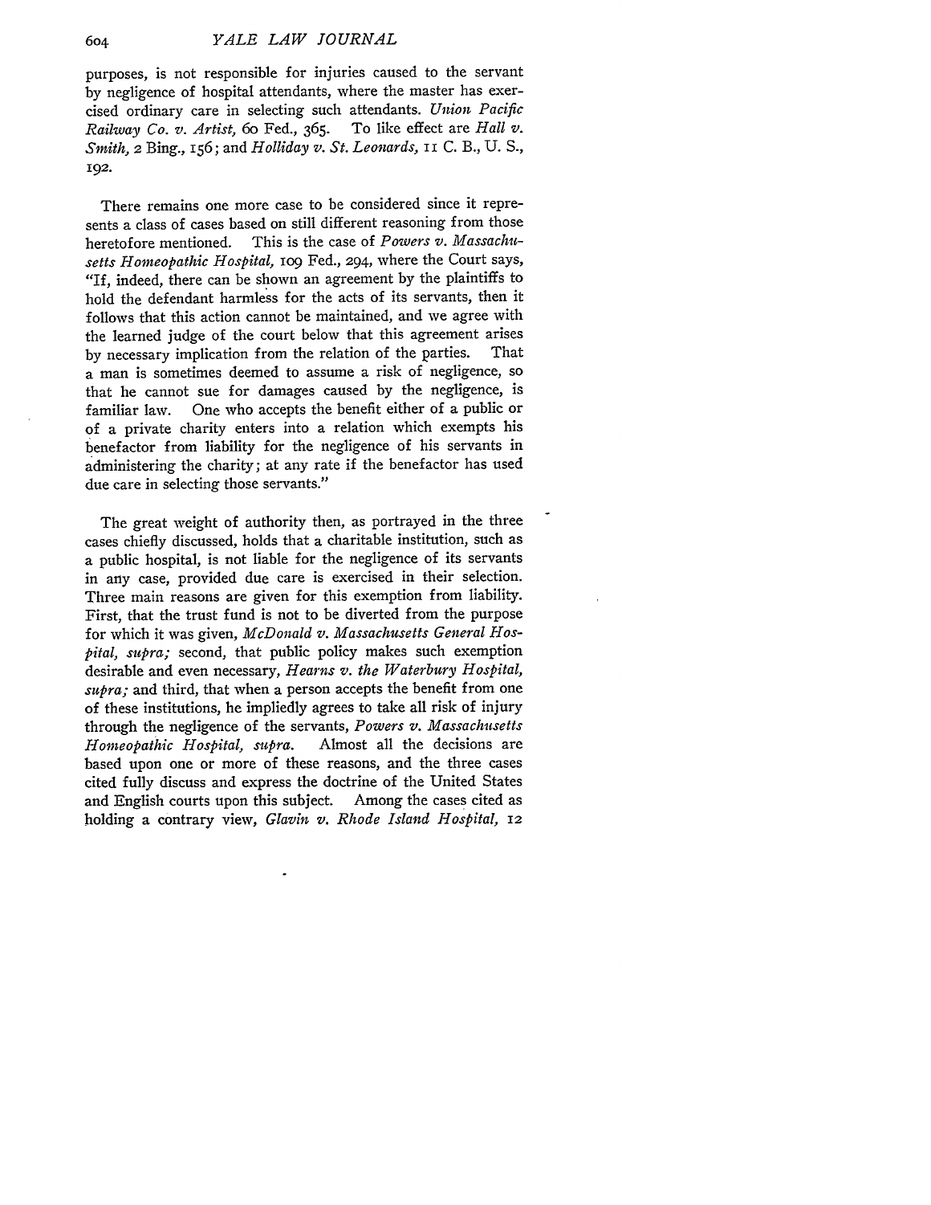purposes, is not responsible for injuries caused to the servant by negligence of hospital attendants, where the master has exercised ordinary care in selecting such attendants. *Union Pacific Railway Co. v. Artist,* 60 Fed., 365. To like effect are *Hall v. Smith,* 2 Bing., 156; and *Holliday v. St. Leonards,* 11 C. B., U. S., 192.

There remains one more case to be considered since it represents a class of cases based on still different reasoning from those heretofore mentioned. This is the case of *Powers v. Massachusetts Homeopathic Hospital,* 109 Fed., 294, where the Court says, "If, indeed, there can be shown an agreement by the plaintiffs to hold the defendant harmless for the acts of its servants, then it follows that this action cannot be maintained, and we agree with the learned judge of the court below that this agreement arises by necessary implication from the relation of the parties. That a man is sometimes deemed to assume a risk of negligence, so that he cannot sue for damages caused by the negligence, is familiar law. One who accepts the benefit either of a public or of a private charity enters into a relation which exempts his benefactor from liability for the negligence of his servants in administering the charity; at any rate if the benefactor has used due care in selecting those servants."

The great weight of authority then, as portrayed in the three cases chiefly discussed, holds that a charitable institution, such as a public hospital, is not liable for the negligence of its servants in any case, provided due care is exercised in their selection. Three main reasons are given for this exemption from liability. First, that the trust fund is not to be diverted from the purpose for which it was given, *McDonald v. Massachusetts General Hospital, supra;* second, that public policy makes such exemption desirable and even necessary, *Hearns v. the Waterbury Hospital, supra;* and third, that when a person accepts the benefit from one of these institutions, he impliedly agrees to take all risk of injury through the negligence of the servants, *Powers v. Massachusetts Homeopathic Hospital, supra.* Almost all the decisions are based upon one or more of these reasons, and the three cases cited fully discuss and express the doctrine of the United States and English courts upon this subject. Among the cases cited as holding a contrary view, *Glavin v. Rhode Island Hospital,* 12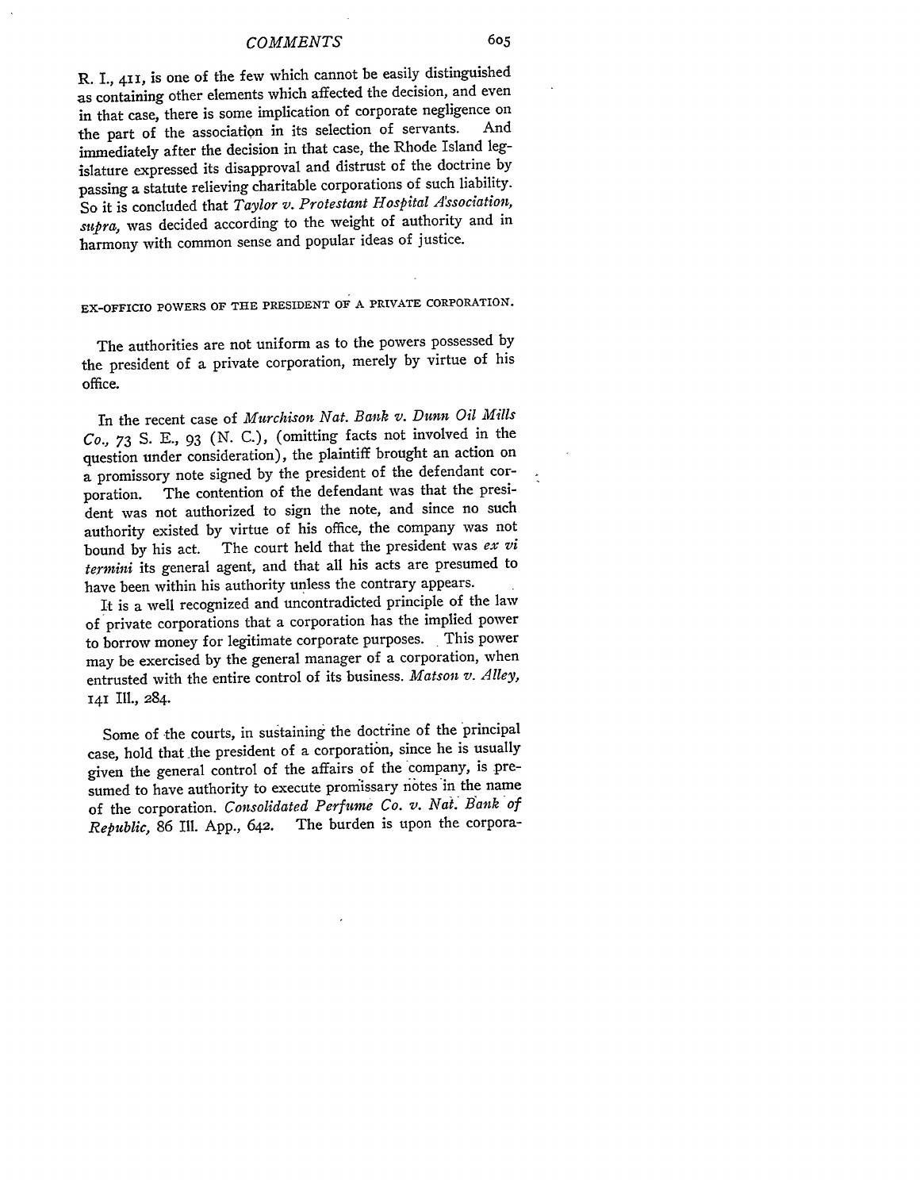R. I., 411, is one of the few which cannot be easily distinguished as containing other elements which affected the decision, and even in that case, there is some implication of corporate negligence on the part of the association in its selection of servants. And immediately after the decision in that case, the Rhode Island legislature expressed its disapproval and distrust of the doctrine by passing a statute relieving charitable corporations of such liability. So it is concluded that *Taylor v. Protestant Hospital Association, supra,* was decided according to the weight of authority and in harmony with common sense and popular ideas of justice.

## EX-OFFICIO POWERS OF THE PRESIDENT OF A PRIVATE CORPORATION.

The authorities are not uniform as to the powers possessed by the president of a private corporation, merely by virtue of his office.

In the recent case of *Murchison Nat. Bank v. Dunn Oil Mills Co.,* 73 S. E., 93 (N. C.), (omitting facts not involved in the question under consideration), the plaintiff brought an action on a promissory note signed by the president of the defendant corporation. The contention of the defendant was that the president was not authorized to sign the note, and since no such authority existed by virtue of his office, the company was not bound by his act. The court held that the president was *ex vi termini* its general agent, and that all his acts are presumed to have been within his authority unless the contrary appears.

It is a well recognized and uncontradicted principle of the law of private corporations that a corporation has the implied power to borrow money for legitimate corporate purposes. This power may be exercised by the general manager of a corporation, when entrusted with the entire control of its business. *Matson v. Alley,* 141 Ill., 284.

Some of the courts, in sustaining the doctrine of the principal case, hold that the president of a corporation, since he is usually given the general control of the affairs of the company, is presumed to have authority to execute promissory notes in the name of the corporation. *Consolidated Perfume Co. v. Nat. Bank of Republic,* 86 Ill. App., 642. The burden is upon the corpora-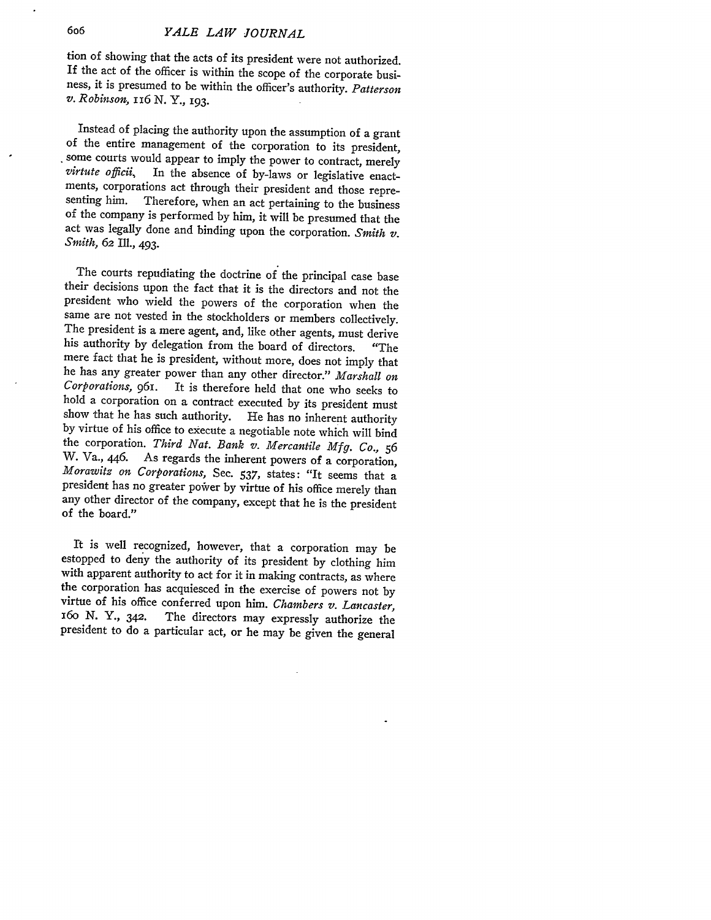tion of showing that the acts of its president were not authorized. If the act of the officer is within the scope of the corporate business, it is presumed to be within the officer's authority. *Patterson v. Robinson*, 116 N. Y., 193.

Instead of placing the authority upon the assumption of a grant of the entire management of the corporation to its president, some courts would appear to imply the power to contract, merely *virtute officii*. In the absence of by-laws or legislative enactments, corporations act through their president and those representing him. Therefore, when an act pertaining to the business of the company is performed by him, it will be presumed that the act was legally done and binding upon the corporation. *Smith v. Smith*, 62 Ill., 493.

The courts repudiating the doctrine of the principal case base their decisions upon the fact that it is the directors and not the president who wield the powers of the corporation when the same are not vested in the stockholders or members collectively. The president is a mere agent, and, like other agents, must derive his authority by delegation from the board of directors. "The mere fact that he is president, without more, does not imply that he has any greater power than any other director." *Marshall on Corporations*, 961. It is therefore held that one who seeks to hold a corporation on a contract executed by its president must show that he has such authority. He has no inherent authority by virtue of his office to execute a negotiable note which will bind the corporation. *Third Nat. Bank v. Mercantile Mfg. Co.*, 56 W. Va., 446. As regards the inherent powers of a corporation, *Morawitz on Corporations*, Sec. 537, states: "It seems that a president has no greater power by virtue of his office merely than any other director of the company, except that he is the president of the board."

It is well recognized, however, that a corporation may be estopped to deny the authority of its president by clothing him with apparent authority to act for it in making contracts, as where the corporation has acquiesced in the exercise of powers not by virtue of his office conferred upon him. *Chambers v. Lancaster*, 160 N. Y., 342. The directors may expressly authorize the president to do a particular act, or he may be given the general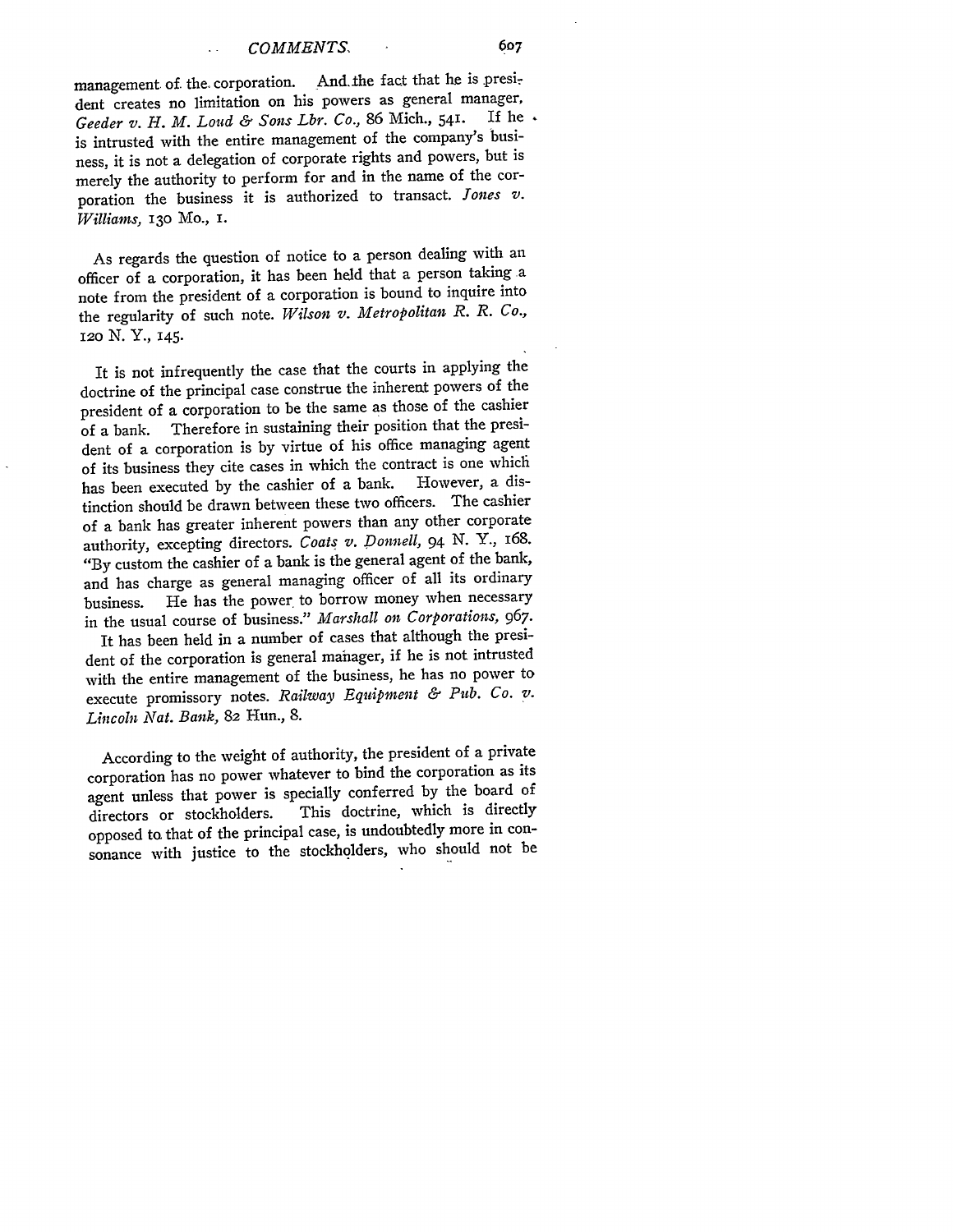management of the corporation. And the fact that he is president creates no limitation on his powers as general manager. *Geeder v. H. M. Loud & Sons Lbr. Co.*, 86 Mich., 541. If he is intrusted with the entire management of the company's business, it is not a delegation of corporate rights and powers, but is merely the authority to perform for and in the name of the corporation the business it is authorized to transact. *Jones v. Williams*, 130 Mo., 1.

As regards the question of notice to a person dealing with an officer of a corporation, it has been held that a person taking a note from the president of a corporation is bound to inquire into the regularity of such note. *Wilson v. Metropolitan R. R. Co.*, 120 N. Y., 145.

It is not infrequently the case that the courts in applying the doctrine of the principal case construe the inherent powers of the president of a corporation to be the same as those of the cashier of a bank. Therefore in sustaining their position that the president of a corporation is by virtue of his office managing agent of its business they cite cases in which the contract is one which has been executed by the cashier of a bank. However, a distinction should be drawn between these two officers. The cashier of a bank has greater inherent powers than any other corporate authority, excepting directors. *Coats v. Donnell*, 94 N. Y., 168. "By custom the cashier of a bank is the general agent of the bank, and has charge as general managing officer of all its ordinary business. He has the power to borrow money when necessary in the usual course of business." *Marshall on Corporations*, 967.

It has been held in a number of cases that although the president of the corporation is general manager, if he is not intrusted with the entire management of the business, he has no power to execute promissory notes. *Railway Equipment & Pub. Co. v. Lincoln Nat. Bank*, 82 Hun., 8.

According to the weight of authority, the president of a private corporation has no power whatever to bind the corporation as its agent unless that power is specially conferred by the board of directors or stockholders. This doctrine, which is directly opposed to that of the principal case, is undoubtedly more in consonance with justice to the stockholders, who should not be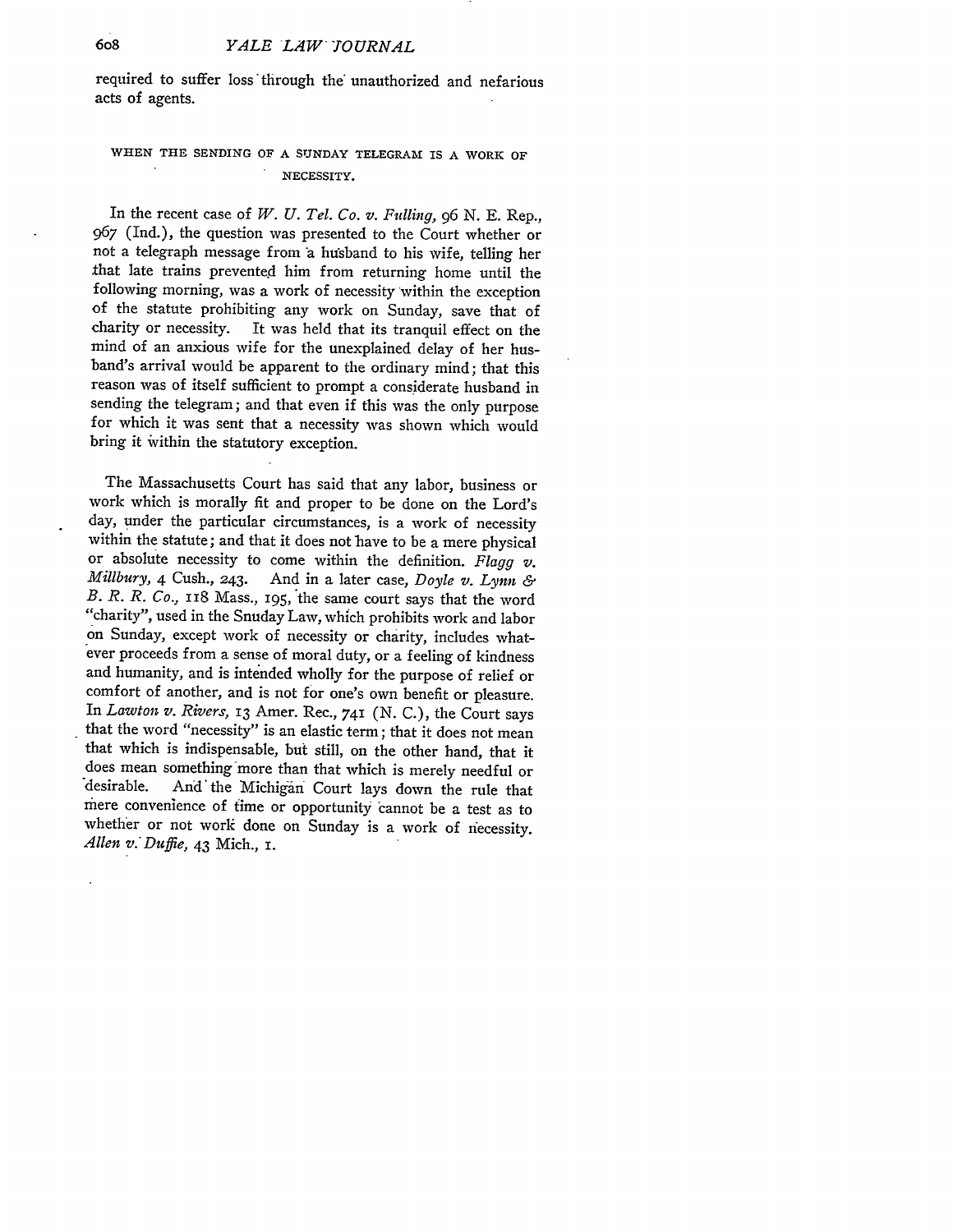required to suffer loss through the unauthorized and nefarious acts of agents.

### WHEN THE SENDING OF A SUNDAY TELEGRAM IS A WORK OF NECESSITY.

In the recent case of *W. U. Tel. Co. v. Fulling*, 96 N. E. Rep., 967 (Ind.), the question was presented to the Court whether or not a telegraph message from a husband to his wife, telling her that late trains prevented him from returning home until the following morning, was a work of necessity within the exception of the statute prohibiting any work on Sunday, save that of charity or necessity. It was held that its tranquil effect on the mind of an anxious wife for the unexplained delay of her husband's arrival would be apparent to the ordinary mind; that this reason was of itself sufficient to prompt a considerate husband in sending the telegram; and that even if this was the only purpose for which it was sent that a necessity was shown which would bring it within the statutory exception.

The Massachusetts Court has said that any labor, business or work which is morally fit and proper to be done on the Lord's day, under the particular circumstances, is a work of necessity within the statute; and that it does not have to be a mere physical or absolute necessity to come within the definition. *Flagg v. Millbury*, 4 Cush., 243. And in a later case, *Doyle v. Lynn & B. R. R. Co.*, 118 Mass., 195, the same court says that the word "charity", used in the Snuday Law, which prohibits work and labor on Sunday, except work of necessity or charity, includes whatever proceeds from a sense of moral duty, or a feeling of kindness and humanity, and is intended wholly for the purpose of relief or comfort of another, and is not for one's own benefit or pleasure. In *Lawton v. Rivers*, 13 Amer. Rec., 741 (N. C.), the Court says that the word "necessity" is an elastic term; that it does not mean that which is indispensable, but still, on the other hand, that it does mean something more than that which is merely needful or desirable. And the Michigan Court lays down the rule that mere convenience of time or opportunity cannot be a test as to whether or not work done on Sunday is a work of necessity. *Allen v. Duffie*, 43 Mich., 1.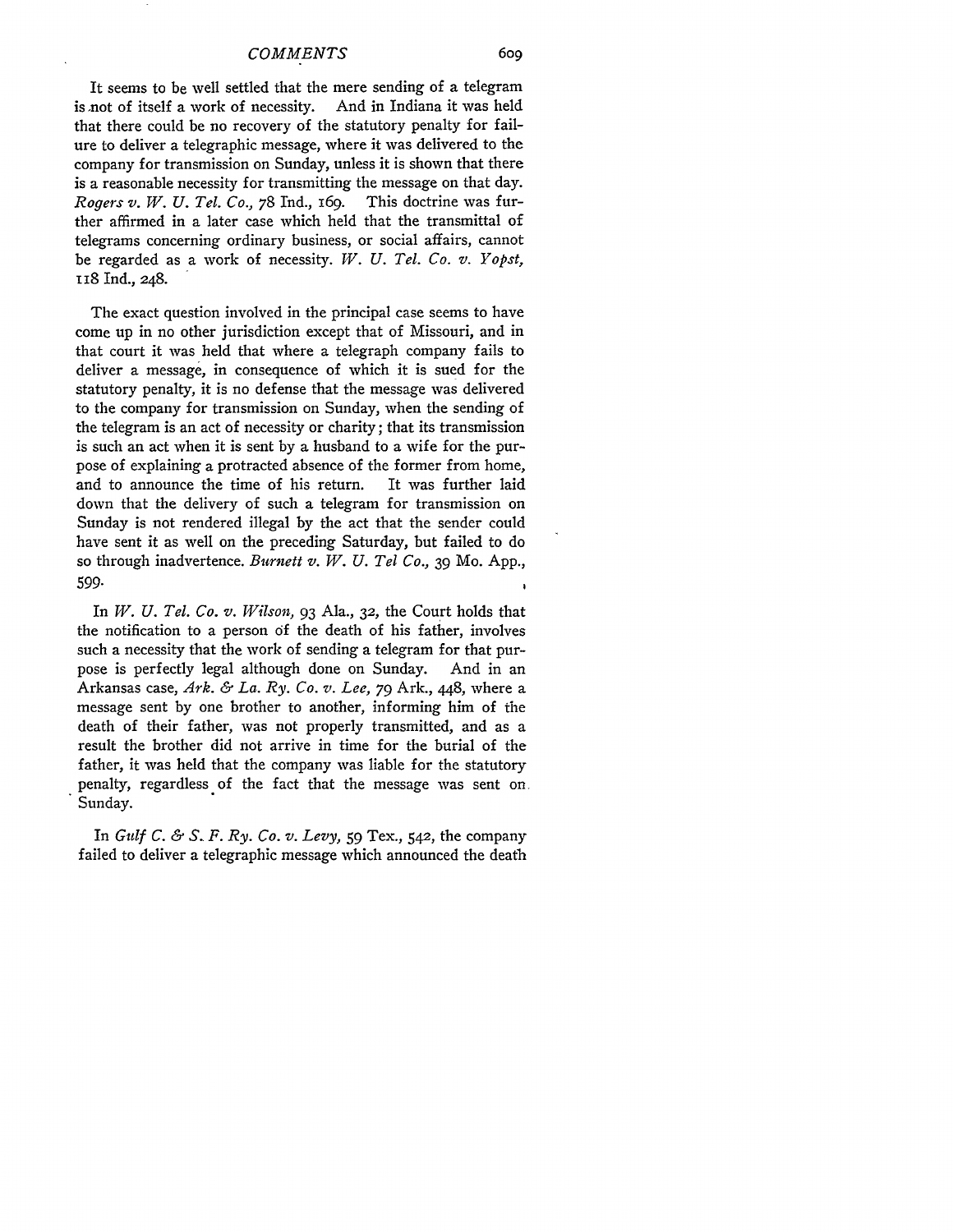It seems to be well settled that the mere sending of a telegram is not of itself a work of necessity. And in Indiana it was held that there could be no recovery of the statutory penalty for failure to deliver a telegraphic message, where it was delivered to the company for transmission on Sunday, unless it is shown that there is a reasonable necessity for transmitting the message on that day. *Rogers v. W. U. Tel. Co.,* 78 Ind., 169. This doctrine was further affirmed in a later case which held that the transmittal of telegrams concerning ordinary business, or social affairs, cannot be regarded as a work of necessity. *W. U. Tel. Co. v. Yopst,* 118 Ind., 248.

The exact question involved in the principal case seems to have come up in no other jurisdiction except that of Missouri, and in that court it was held that where a telegraph company fails to deliver a message, in consequence of which it is sued for the statutory penalty, it is no defense that the message was delivered to the company for transmission on Sunday, when the sending of the telegram is an act of necessity or charity; that its transmission is such an act when it is sent by a husband to a wife for the purpose of explaining a protracted absence of the former from home, and to announce the time of his return. It was further laid down that the delivery of such a telegram for transmission on Sunday is not rendered illegal by the act that the sender could have sent it as well on the preceding Saturday, but failed to do so through inadvertence. *Burnett v. W. U. Tel Co.,* 39 Mo. App., 599.

In *W. U. Tel. Co. v. Wilson,* 93 Ala., 32, the Court holds that the notification to a person of the death of his father, involves such a necessity that the work of sending a telegram for that purpose is perfectly legal although done on Sunday. And in an Arkansas case, *Ark. & La. Ry. Co. v. Lee,* 79 Ark., 448, where a message sent by one brother to another, informing him of the death of their father, was not properly transmitted, and as a result the brother did not arrive in time for the burial of the father, it was held that the company was liable for the statutory penalty, regardless of the fact that the message was sent on Sunday.

In *Gulf C. & S. F. Ry. Co. v. Levy,* 59 Tex., 542, the company failed to deliver a telegraphic message which announced the death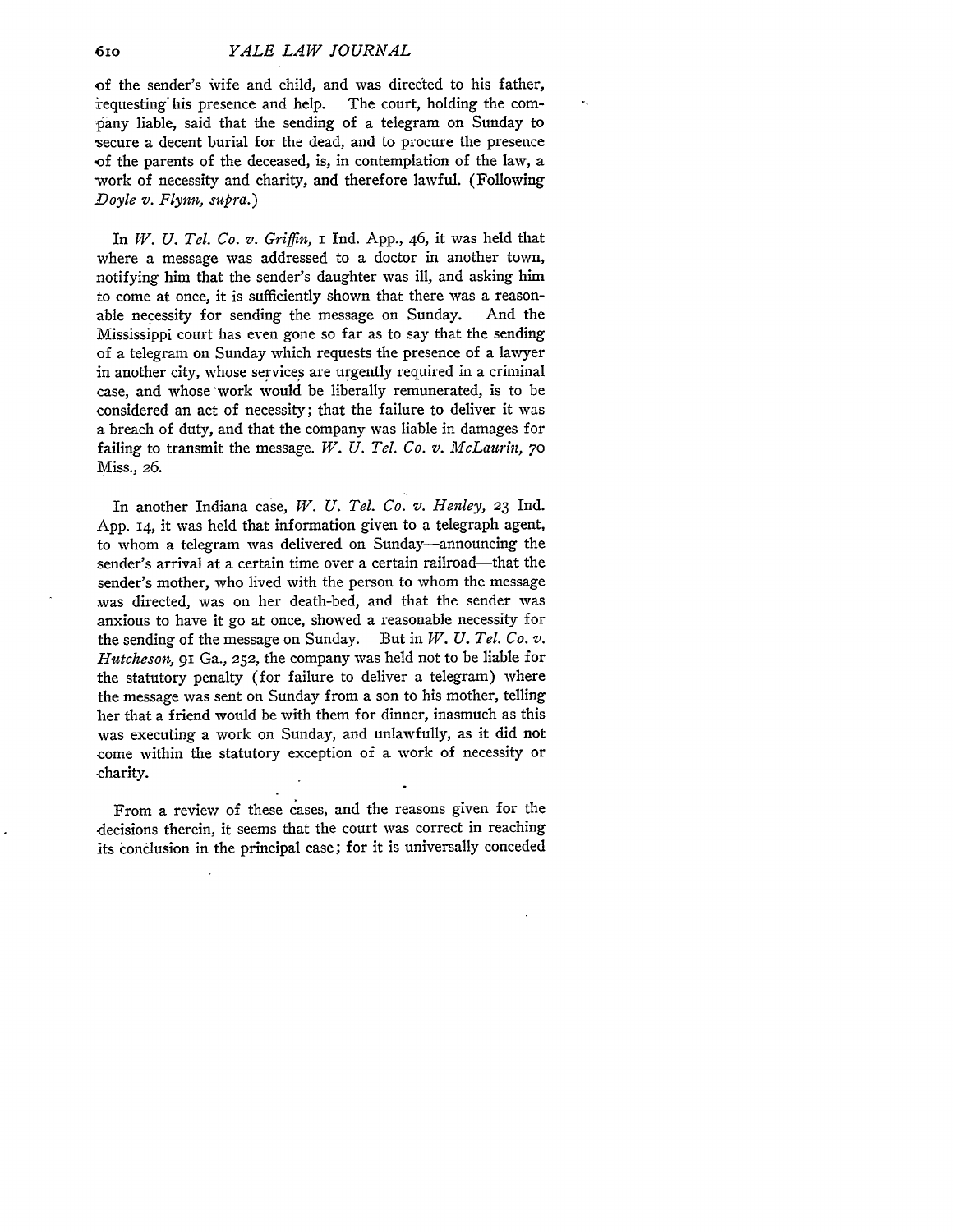of the sender's wife and child, and was directed to his father, requesting his presence and help. The court, holding the company liable, said that the sending of a telegram on Sunday to secure a decent burial for the dead, and to procure the presence of the parents of the deceased, is, in contemplation of the law, a work of necessity and charity, and therefore lawful. (Following *Doyle v. Flynn, supra.*)

In *W. U. Tel. Co. v. Griffin,* 1 Ind. App., 46, it was held that where a message was addressed to a doctor in another town, notifying him that the sender's daughter was ill, and asking him to come at once, it is sufficiently shown that there was a reasonable necessity for sending the message on Sunday. And the Mississippi court has even gone so far as to say that the sending of a telegram on Sunday which requests the presence of a lawyer in another city, whose services are urgently required in a criminal case, and whose work would be liberally remunerated, is to be considered an act of necessity; that the failure to deliver it was a breach of duty, and that the company was liable in damages for failing to transmit the message. *W. U. Tel. Co. v. McLaurin,* 70 Miss., 26.

In another Indiana case, *W. U. Tel. Co. v. Henley,* 23 Ind. App. 14, it was held that information given to a telegraph agent, to whom a telegram was delivered on Sunday—announcing the sender's arrival at a certain time over a certain railroad—that the sender's mother, who lived with the person to whom the message was directed, was on her death-bed, and that the sender was anxious to have it go at once, showed a reasonable necessity for the sending of the message on Sunday. But in *W. U. Tel. Co. v. Hutcheson,* 91 Ga., 252, the company was held not to be liable for the statutory penalty (for failure to deliver a telegram) where the message was sent on Sunday from a son to his mother, telling her that a friend would be with them for dinner, inasmuch as this was executing a work on Sunday, and unlawfully, as it did not come within the statutory exception of a work of necessity or charity.

From a review of these cases, and the reasons given for the decisions therein, it seems that the court was correct in reaching its conclusion in the principal case; for it is universally conceded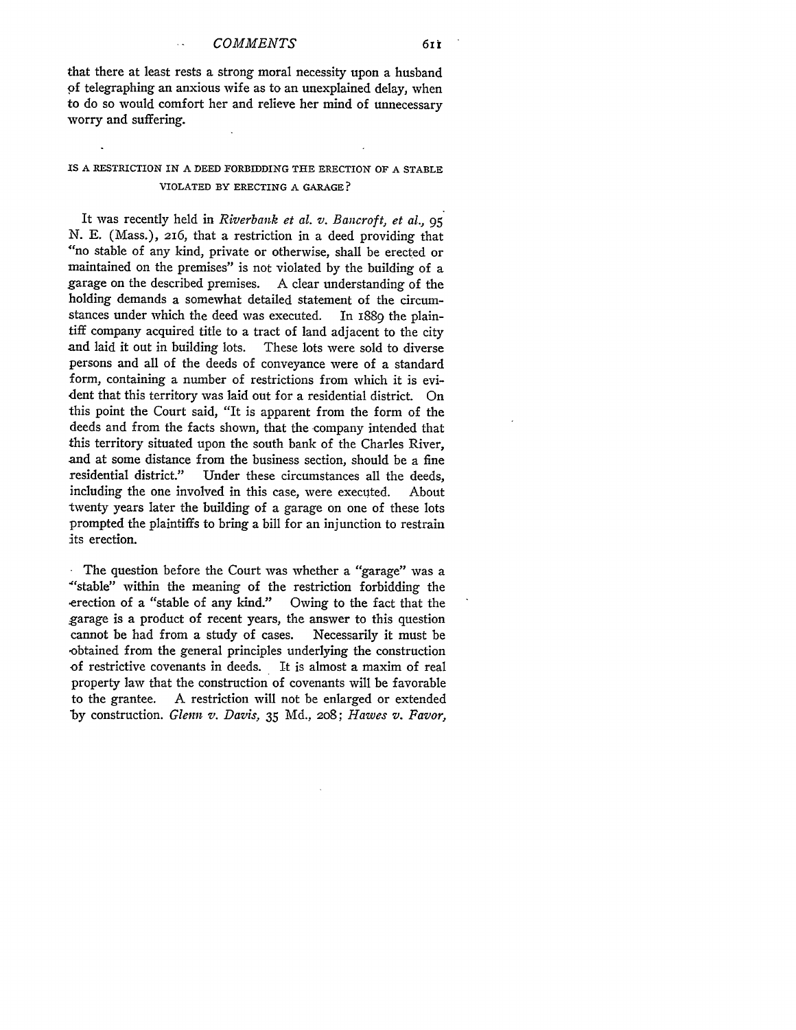that there at least rests a strong moral necessity upon a husband of telegraphing an anxious wife as to an unexplained delay, when to do so would comfort her and relieve her mind of unnecessary worry and suffering.

## IS A RESTRICTION IN A DEED FORBIDDING THE ERECTION OF A STABLE VIOLATED BY ERECTING A GARAGE?

It was recently held in *Riverbank et al. v. Bancroft, et al.*, 95 N. E. (Mass.), 216, that a restriction in a deed providing that "no stable of any kind, private or otherwise, shall be erected or maintained on the premises" is not violated by the building of a garage on the described premises. A clear understanding of the holding demands a somewhat detailed statement of the circumstances under which the deed was executed. In 1889 the plaintiff company acquired title to a tract of land adjacent to the city and laid it out in building lots. These lots were sold to diverse persons and all of the deeds of conveyance were of a standard form, containing a number of restrictions from which it is evident that this territory was laid out for a residential district. On this point the Court said, "It is apparent from the form of the deeds and from the facts shown, that the company intended that this territory situated upon the south bank of the Charles River, and at some distance from the business section, should be a fine residential district." Under these circumstances all the deeds, including the one involved in this case, were executed. About twenty years later the building of a garage on one of these lots prompted the plaintiffs to bring a bill for an injunction to restrain its erection.

The question before the Court was whether a "garage" was a "stable" within the meaning of the restriction forbidding the erection of a "stable of any kind." Owing to the fact that the garage is a product of recent years, the answer to this question cannot be had from a study of cases. Necessarily it must be obtained from the general principles underlying the construction of restrictive covenants in deeds. It is almost a maxim of real property law that the construction of covenants will be favorable to the grantee. A restriction will not be enlarged or extended by construction. *Glenn v. Davis*, 35 Md., 208; *Hawes v. Favor*,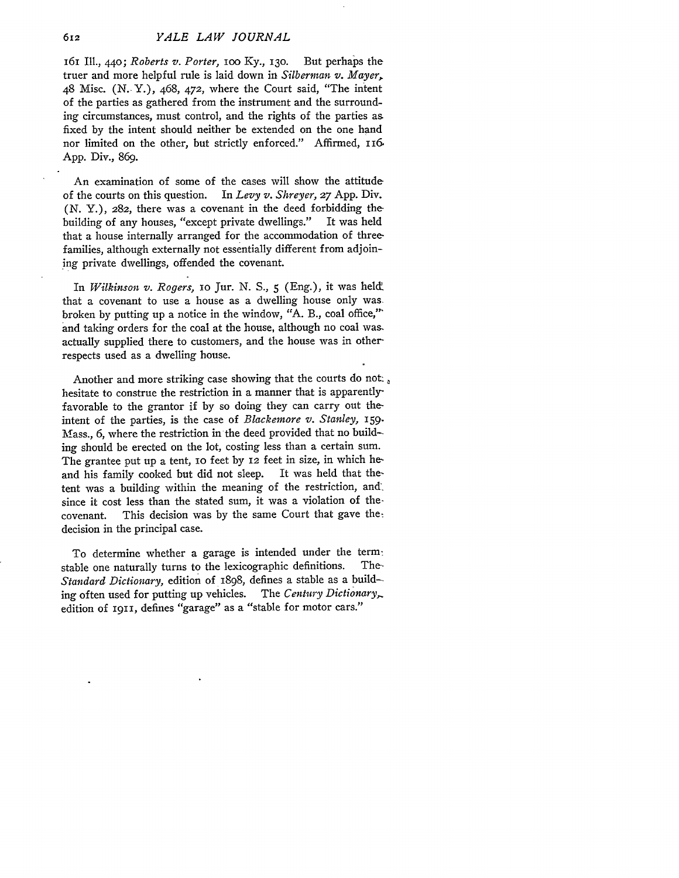161 Ill., 440; *Roberts v. Porter*, 100 Ky., 130. But perhaps the truer and more helpful rule is laid down in *Silberman v. Mayer*, 48 Misc. (N. Y.), 468, 472, where the Court said, "The intent of the parties as gathered from the instrument and the surrounding circumstances, must control, and the rights of the parties as fixed by the intent should neither be extended on the one hand nor limited on the other, but strictly enforced." Affirmed, 116 App. Div., 869.

An examination of some of the cases will show the attitude of the courts on this question. In *Levy v. Shreyer*, 27 App. Div. (N. Y.), 282, there was a covenant in the deed forbidding the building of any houses, "except private dwellings." It was held that a house internally arranged for the accommodation of three families, although externally not essentially different from adjoining private dwellings, offended the covenant.

In *Wilkinson v. Rogers*, 10 Jur. N. S., 5 (Eng.), it was held that a covenant to use a house as a dwelling house only was broken by putting up a notice in the window, "A. B., coal office," and taking orders for the coal at the house, although no coal was actually supplied there to customers, and the house was in other respects used as a dwelling house.

Another and more striking case showing that the courts do not hesitate to construe the restriction in a manner that is apparently favorable to the grantor if by so doing they can carry out the intent of the parties, is the case of *Blackemore v. Stanley*, 159 Mass., 6, where the restriction in the deed provided that no building should be erected on the lot, costing less than a certain sum. The grantee put up a tent, 10 feet by 12 feet in size, in which he and his family cooked but did not sleep. It was held that the tent was a building within the meaning of the restriction, and since it cost less than the stated sum, it was a violation of the covenant. This decision was by the same Court that gave the decision in the principal case.

To determine whether a garage is intended under the term stable one naturally turns to the lexicographic definitions. The *Standard Dictionary*, edition of 1898, defines a stable as a building often used for putting up vehicles. The *Century Dictionary*, edition of 1911, defines "garage" as a "stable for motor cars."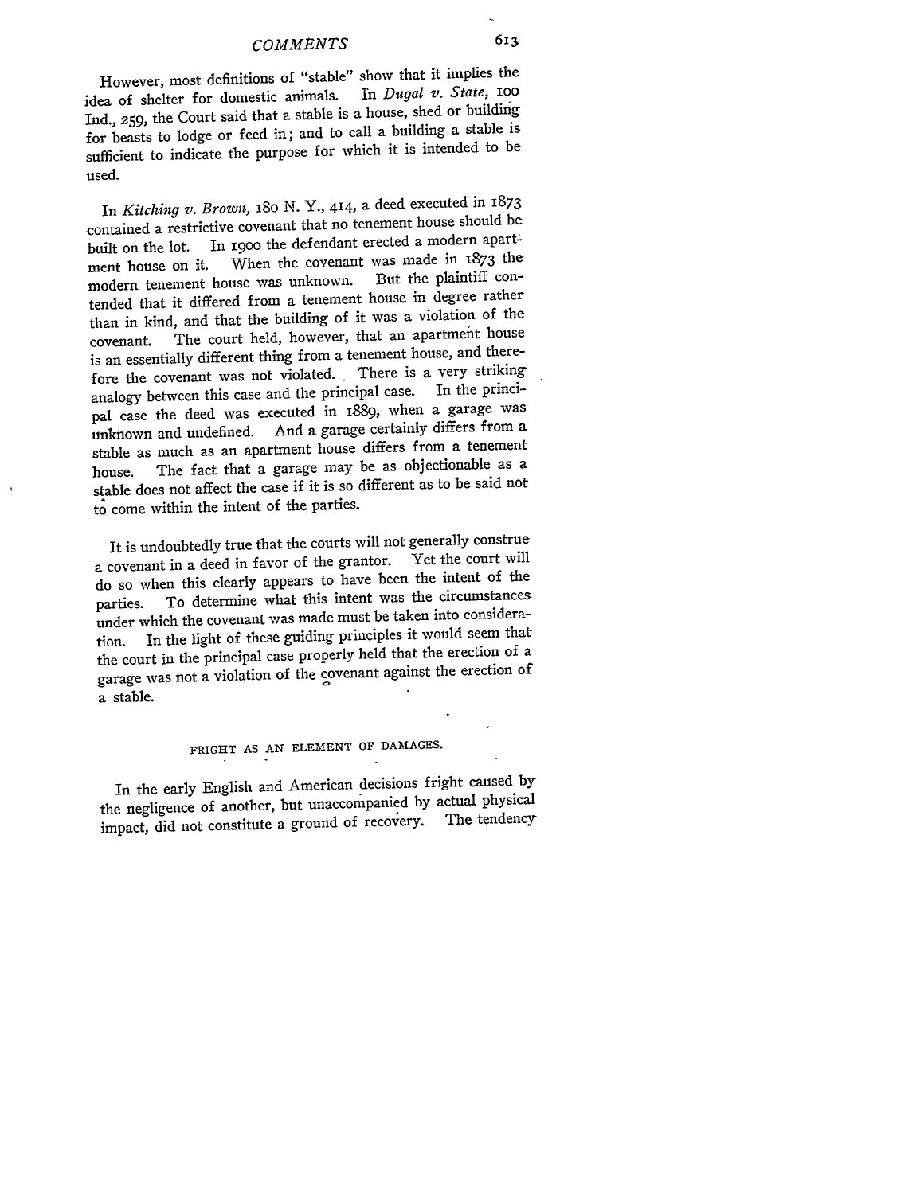However, most definitions of "stable" show that it implies the idea of shelter for domestic animals. In *Dugal v. State*, 100 Ind., 259, the Court said that a stable is a house, shed or building for beasts to lodge or feed in; and to call a building a stable is sufficient to indicate the purpose for which it is intended to be used.

In *Kitching v. Brown*, 180 N. Y., 414, a deed executed in 1873 contained a restrictive covenant that no tenement house should be built on the lot. In 1900 the defendant erected a modern apartment house on it. When the covenant was made in 1873 the modern tenement house was unknown. But the plaintiff contended that it differed from a tenement house in degree rather than in kind, and that the building of it was a violation of the covenant. The court held, however, that an apartment house is an essentially different thing from a tenement house, and therefore the covenant was not violated. There is a very striking analogy between this case and the principal case. In the principal case the deed was executed in 1889, when a garage was unknown and undefined. And a garage certainly differs from a stable as much as an apartment house differs from a tenement house. The fact that a garage may be as objectionable as a stable does not affect the case if it is so different as to be said not to come within the intent of the parties.

It is undoubtedly true that the courts will not generally construe a covenant in a deed in favor of the grantor. Yet the court will do so when this clearly appears to have been the intent of the parties. To determine what this intent was the circumstances under which the covenant was made must be taken into consideration. In the light of these guiding principles it would seem that the court in the principal case properly held that the erection of a garage was not a violation of the covenant against the erection of a stable.

## FRIGHT AS AN ELEMENT OF DAMAGES.

In the early English and American decisions fright caused by the negligence of another, but unaccompanied by actual physical impact, did not constitute a ground of recovery. The tendency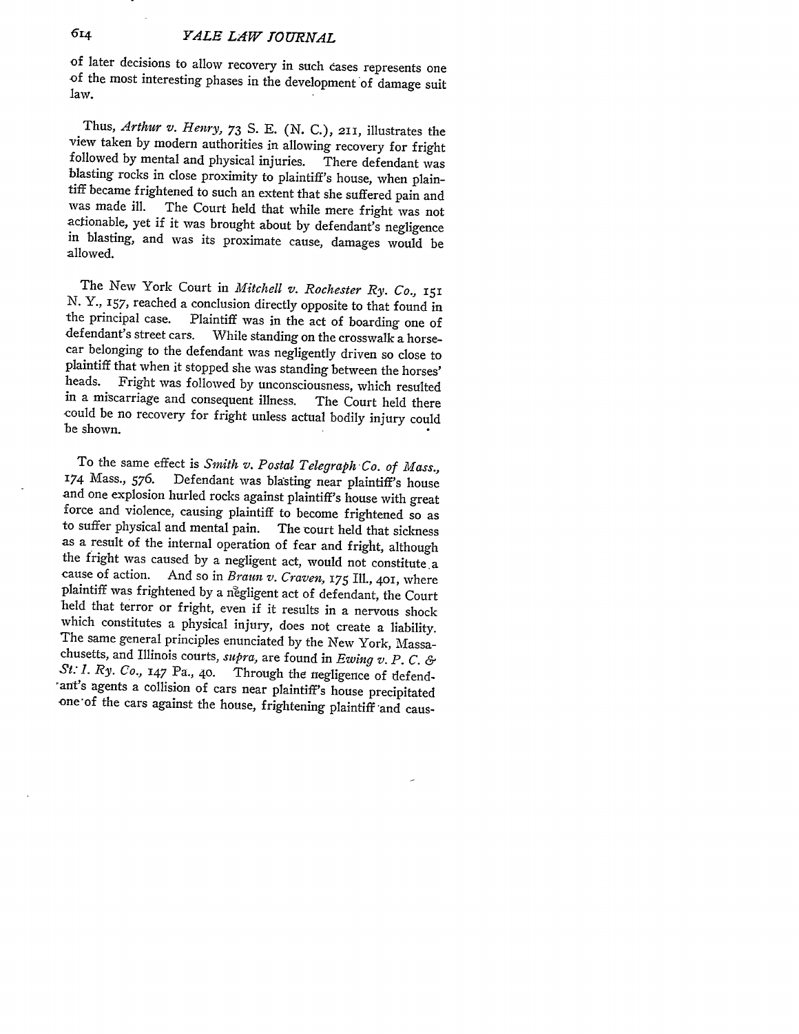of later decisions to allow recovery in such cases represents one of the most interesting phases in the development of damage suit law.

Thus, *Arthur v. Henry*, 73 S. E. (N. C.), 211, illustrates the view taken by modern authorities in allowing recovery for fright followed by mental and physical injuries. There defendant was blasting rocks in close proximity to plaintiff's house, when plaintiff became frightened to such an extent that she suffered pain and was made ill. The Court held that while mere fright was not actionable, yet if it was brought about by defendant's negligence in blasting, and was its proximate cause, damages would be allowed.

The New York Court in *Mitchell v. Rochester Ry. Co.*, 151 N. Y., 157, reached a conclusion directly opposite to that found in the principal case. Plaintiff was in the act of boarding one of defendant's street cars. While standing on the crosswalk a horse-car belonging to the defendant was negligently driven so close to plaintiff that when it stopped she was standing between the horses' heads. Fright was followed by unconsciousness, which resulted in a miscarriage and consequent illness. The Court held there could be no recovery for fright unless actual bodily injury could be shown.

To the same effect is *Smith v. Postal Telegraph Co. of Mass.*, 174 Mass., 576. Defendant was blasting near plaintiff's house and one explosion hurled rocks against plaintiff's house with great force and violence, causing plaintiff to become frightened so as to suffer physical and mental pain. The court held that sickness as a result of the internal operation of fear and fright, although the fright was caused by a negligent act, would not constitute a cause of action. And so in *Braun v. Craven*, 175 Ill., 401, where plaintiff was frightened by a negligent act of defendant, the Court held that terror or fright, even if it results in a nervous shock which constitutes a physical injury, does not create a liability. The same general principles enunciated by the New York, Massachusetts, and Illinois courts, *supra*, are found in *Ewing v. P. C. & St. I. Ry. Co.*, 147 Pa., 40. Through the negligence of defendant's agents a collision of cars near plaintiff's house precipitated one of the cars against the house, frightening plaintiff and caus-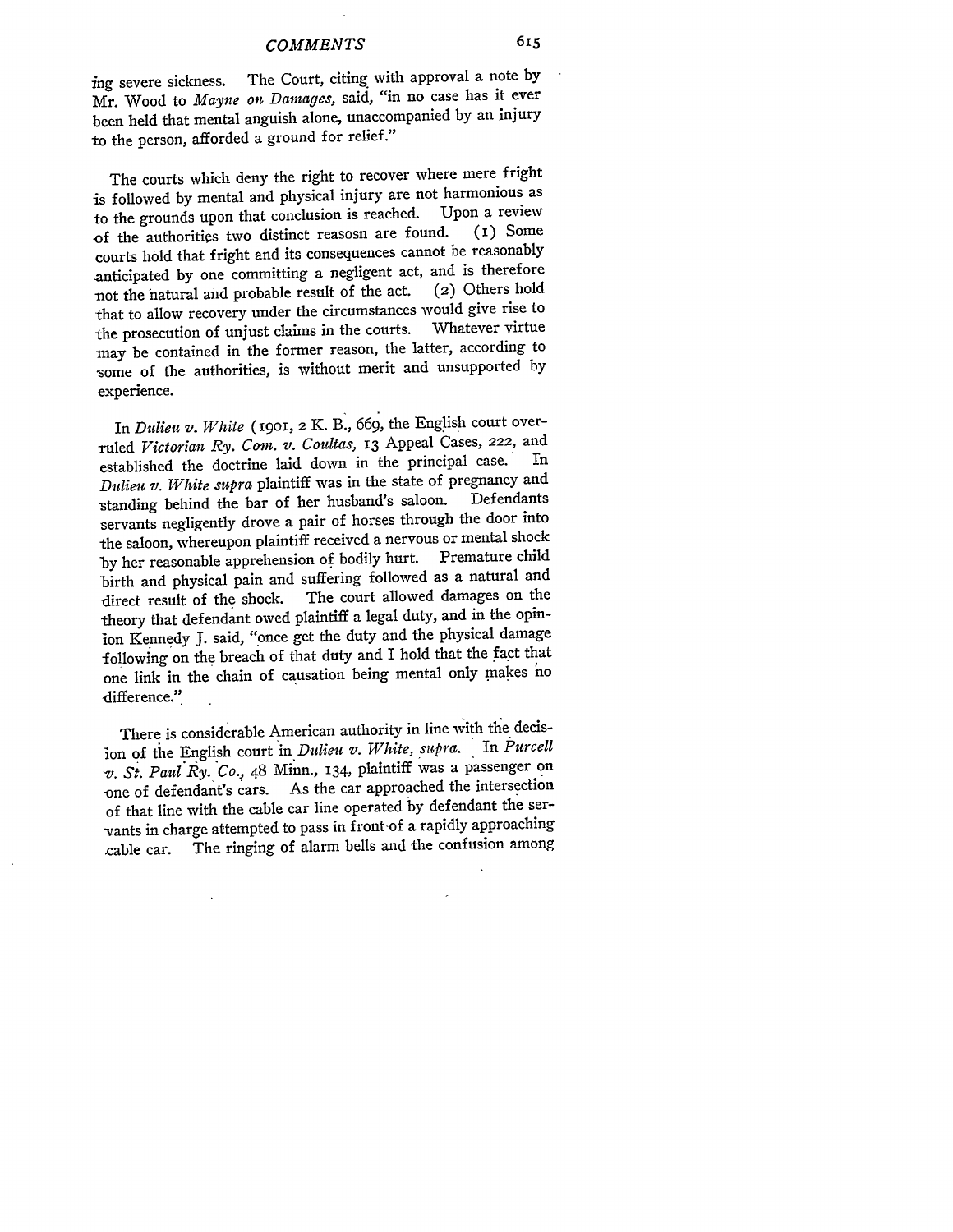ing severe sickness. The Court, citing with approval a note by Mr. Wood to *Mayne on Damages,* said, "in no case has it ever been held that mental anguish alone, unaccompanied by an injury to the person, afforded a ground for relief."

The courts which deny the right to recover where mere fright is followed by mental and physical injury are not harmonious as to the grounds upon that conclusion is reached. Upon a review of the authorities two distinct reasosn are found. (1) Some courts hold that fright and its consequences cannot be reasonably anticipated by one committing a negligent act, and is therefore not the natural and probable result of the act. (2) Others hold that to allow recovery under the circumstances would give rise to the prosecution of unjust claims in the courts. Whatever virtue may be contained in the former reason, the latter, according to some of the authorities, is without merit and unsupported by experience.

In *Dulieu v. White* (1901, 2 K. B., 669, the English court overruled *Victorian Ry. Com. v. Coultas,* 13 Appeal Cases, 222, and established the doctrine laid down in the principal case. In *Dulieu v. White supra* plaintiff was in the state of pregnancy and standing behind the bar of her husband's saloon. Defendants servants negligently drove a pair of horses through the door into the saloon, whereupon plaintiff received a nervous or mental shock by her reasonable apprehension of bodily hurt. Premature child birth and physical pain and suffering followed as a natural and direct result of the shock. The court allowed damages on the theory that defendant owed plaintiff a legal duty, and in the opinion Kennedy J. said, "once get the duty and the physical damage following on the breach of that duty and I hold that the fact that one link in the chain of causation being mental only makes no difference."

There is considerable American authority in line with the decision of the English court in *Dulieu v. White, supra.* In *Purcell v. St. Paul Ry. Co.,* 48 Minn., 134, plaintiff was a passenger on one of defendant's cars. As the car approached the intersection of that line with the cable car line operated by defendant the servants in charge attempted to pass in front of a rapidly approaching cable car. The ringing of alarm bells and the confusion among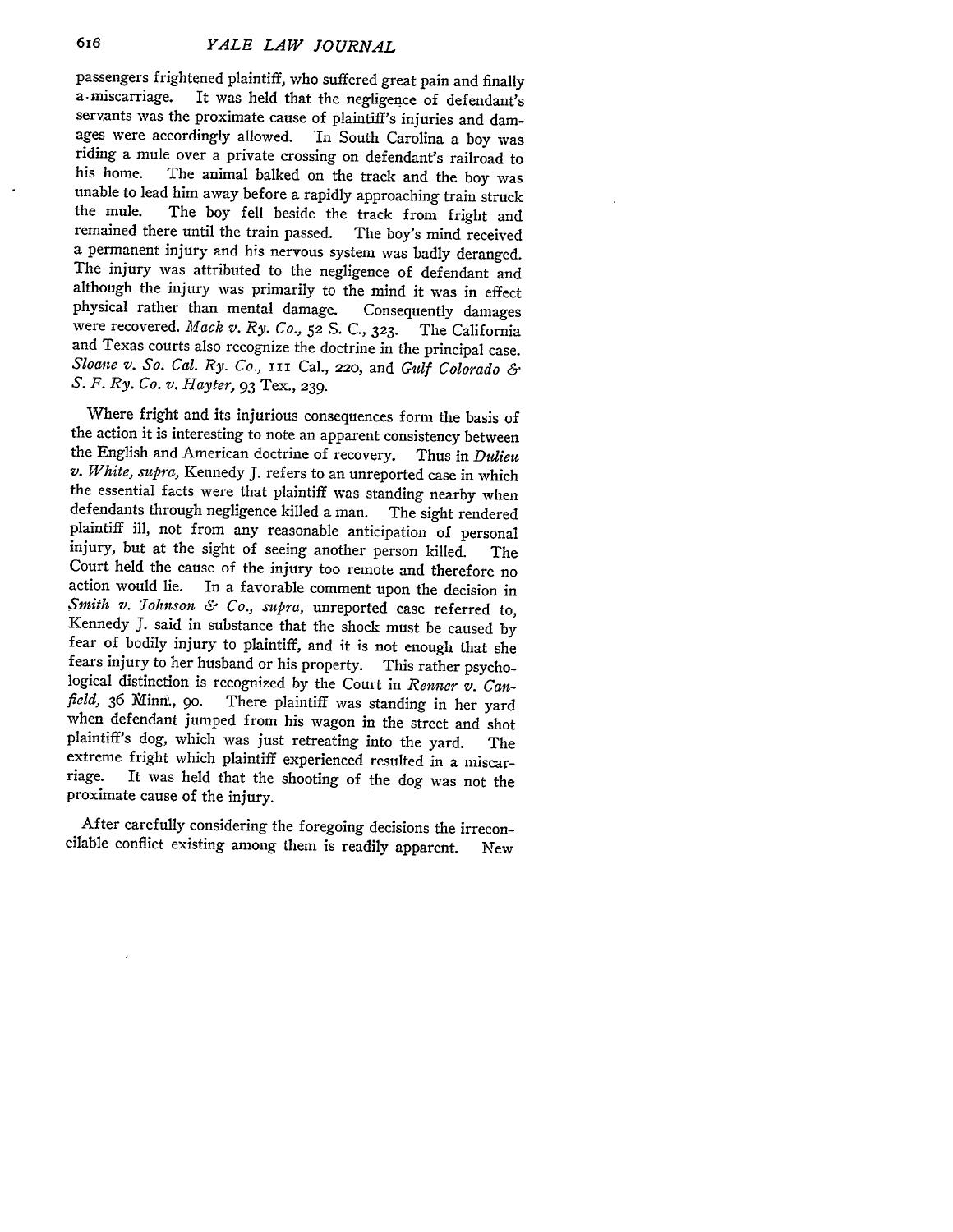passengers frightened plaintiff, who suffered great pain and finally a miscarriage. It was held that the negligence of defendant's servants was the proximate cause of plaintiff's injuries and damages were accordingly allowed. In South Carolina a boy was riding a mule over a private crossing on defendant's railroad to his home. The animal balked on the track and the boy was unable to lead him away before a rapidly approaching train struck the mule. The boy fell beside the track from fright and remained there until the train passed. The boy's mind received a permanent injury and his nervous system was badly deranged. The injury was attributed to the negligence of defendant and although the injury was primarily to the mind it was in effect physical rather than mental damage. Consequently damages were recovered. *Mack v. Ry. Co.*, 52 S. C., 323. The California and Texas courts also recognize the doctrine in the principal case. *Sloane v. So. Cal. Ry. Co.*, 111 Cal., 220, and *Gulf Colorado & S. F. Ry. Co. v. Hayter*, 93 Tex., 239.

Where fright and its injurious consequences form the basis of the action it is interesting to note an apparent consistency between the English and American doctrine of recovery. Thus in *Dulieu v. White, supra*, Kennedy J. refers to an unreported case in which the essential facts were that plaintiff was standing nearby when defendants through negligence killed a man. The sight rendered plaintiff ill, not from any reasonable anticipation of personal injury, but at the sight of seeing another person killed. The Court held the cause of the injury too remote and therefore no action would lie. In a favorable comment upon the decision in *Smith v. Johnson & Co., supra*, unreported case referred to, Kennedy J. said in substance that the shock must be caused by fear of bodily injury to plaintiff, and it is not enough that she fears injury to her husband or his property. This rather psychological distinction is recognized by the Court in *Renner v. Canfield*, 36 Minn., 90. There plaintiff was standing in her yard when defendant jumped from his wagon in the street and shot plaintiff's dog, which was just retreating into the yard. The extreme fright which plaintiff experienced resulted in a miscarriage. It was held that the shooting of the dog was not the proximate cause of the injury.

After carefully considering the foregoing decisions the irreconcilable conflict existing among them is readily apparent. New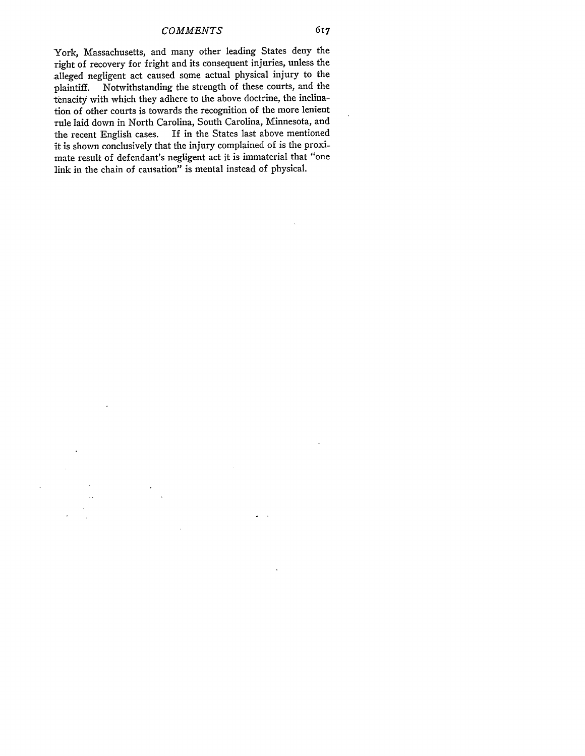York, Massachusetts, and many other leading States deny the right of recovery for fright and its consequent injuries, unless the alleged negligent act caused some actual physical injury to the plaintiff. Notwithstanding the strength of these courts, and the tenacity with which they adhere to the above doctrine, the inclination of other courts is towards the recognition of the more lenient rule laid down in North Carolina, South Carolina, Minnesota, and the recent English cases. If in the States last above mentioned it is shown conclusively that the injury complained of is the proximate result of defendant's negligent act it is immaterial that "one link in the chain of causation" is mental instead of physical.